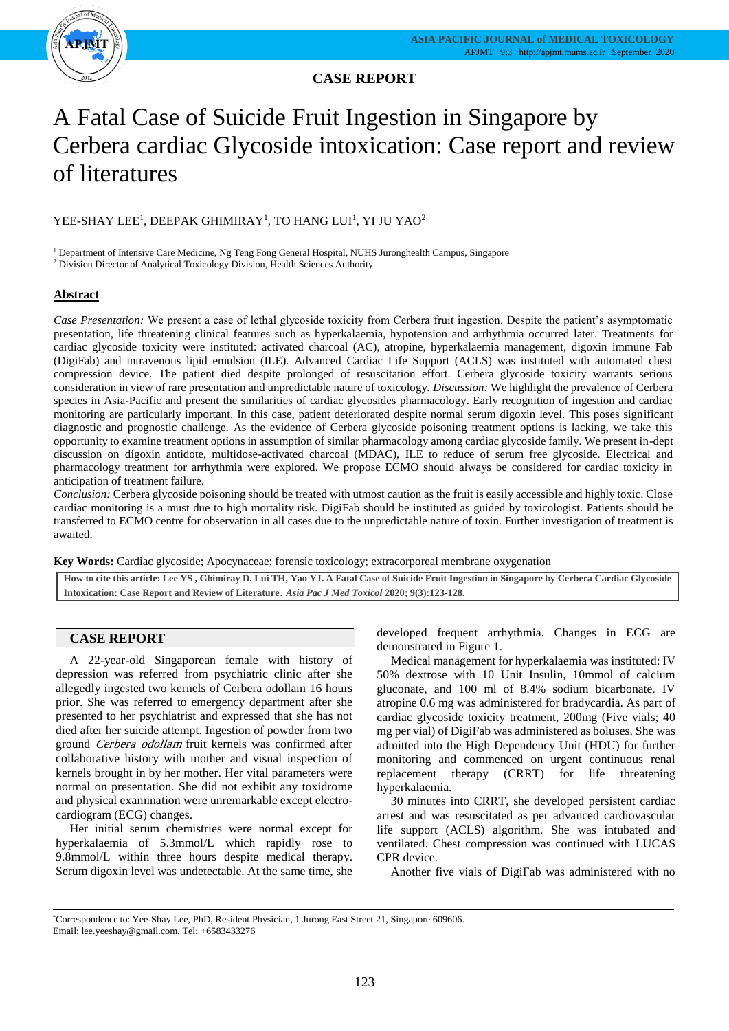CASE REPORT

# A Fatal Case of Suicide Fruit Ingestion in Singapore by Cerbera cardiac Glycoside intoxication: Case report and review of literatures

YEE-SHAY LEE[1], DEEPAK GHIMIRAY[1], TO HANG LUI[1], YI JU YAO[2]

[1] Department of Intensive Care Medicine, Ng Teng Fong General Hospital, NUHS Juronghealth Campus, Singapore
[2] Division Director of Analytical Toxicology Division, Health Sciences Authority

## Abstract

*Case Presentation:* We present a case of lethal glycoside toxicity from Cerbera fruit ingestion. Despite the patient's asymptomatic presentation, life threatening clinical features such as hyperkalaemia, hypotension and arrhythmia occurred later. Treatments for cardiac glycoside toxicity were instituted: activated charcoal (AC), atropine, hyperkalaemia management, digoxin immune Fab (DigiFab) and intravenous lipid emulsion (ILE). Advanced Cardiac Life Support (ACLS) was instituted with automated chest compression device. The patient died despite prolonged of resuscitation effort. Cerbera glycoside toxicity warrants serious consideration in view of rare presentation and unpredictable nature of toxicology. *Discussion:* We highlight the prevalence of Cerbera species in Asia-Pacific and present the similarities of cardiac glycosides pharmacology. Early recognition of ingestion and cardiac monitoring are particularly important. In this case, patient deteriorated despite normal serum digoxin level. This poses significant diagnostic and prognostic challenge. As the evidence of Cerbera glycoside poisoning treatment options is lacking, we take this opportunity to examine treatment options in assumption of similar pharmacology among cardiac glycoside family. We present in-dept discussion on digoxin antidote, multidose-activated charcoal (MDAC), ILE to reduce of serum free glycoside. Electrical and pharmacology treatment for arrhythmia were explored. We propose ECMO should always be considered for cardiac toxicity in anticipation of treatment failure.
*Conclusion:* Cerbera glycoside poisoning should be treated with utmost caution as the fruit is easily accessible and highly toxic. Close cardiac monitoring is a must due to high mortality risk. DigiFab should be instituted as guided by toxicologist. Patients should be transferred to ECMO centre for observation in all cases due to the unpredictable nature of toxin. Further investigation of treatment is awaited.

**Key Words:** Cardiac glycoside; Apocynaceae; forensic toxicology; extracorporeal membrane oxygenation

**How to cite this article: Lee YS , Ghimiray D. Lui TH, Yao YJ. A Fatal Case of Suicide Fruit Ingestion in Singapore by Cerbera Cardiac Glycoside Intoxication: Case Report and Review of Literature.** ***Asia Pac J Med Toxicol*** **2020; 9(3):123-128.**

## CASE REPORT

A 22-year-old Singaporean female with history of depression was referred from psychiatric clinic after she allegedly ingested two kernels of Cerbera odollam 16 hours prior. She was referred to emergency department after she presented to her psychiatrist and expressed that she has not died after her suicide attempt. Ingestion of powder from two ground *Cerbera odollam* fruit kernels was confirmed after collaborative history with mother and visual inspection of kernels brought in by her mother. Her vital parameters were normal on presentation. She did not exhibit any toxidrome and physical examination were unremarkable except electrocardiogram (ECG) changes.

Her initial serum chemistries were normal except for hyperkalaemia of 5.3mmol/L which rapidly rose to 9.8mmol/L within three hours despite medical therapy. Serum digoxin level was undetectable. At the same time, she developed frequent arrhythmia. Changes in ECG are demonstrated in Figure 1.

Medical management for hyperkalaemia was instituted: IV 50% dextrose with 10 Unit Insulin, 10mmol of calcium gluconate, and 100 ml of 8.4% sodium bicarbonate. IV atropine 0.6 mg was administered for bradycardia. As part of cardiac glycoside toxicity treatment, 200mg (Five vials; 40 mg per vial) of DigiFab was administered as boluses. She was admitted into the High Dependency Unit (HDU) for further monitoring and commenced on urgent continuous renal replacement therapy (CRRT) for life threatening hyperkalaemia.

30 minutes into CRRT, she developed persistent cardiac arrest and was resuscitated as per advanced cardiovascular life support (ACLS) algorithm. She was intubated and ventilated. Chest compression was continued with LUCAS CPR device.

Another five vials of DigiFab was administered with no

*Correspondence to: Yee-Shay Lee, PhD, Resident Physician, 1 Jurong East Street 21, Singapore 609606.
Email: lee.yeeshay@gmail.com, Tel: +6583433276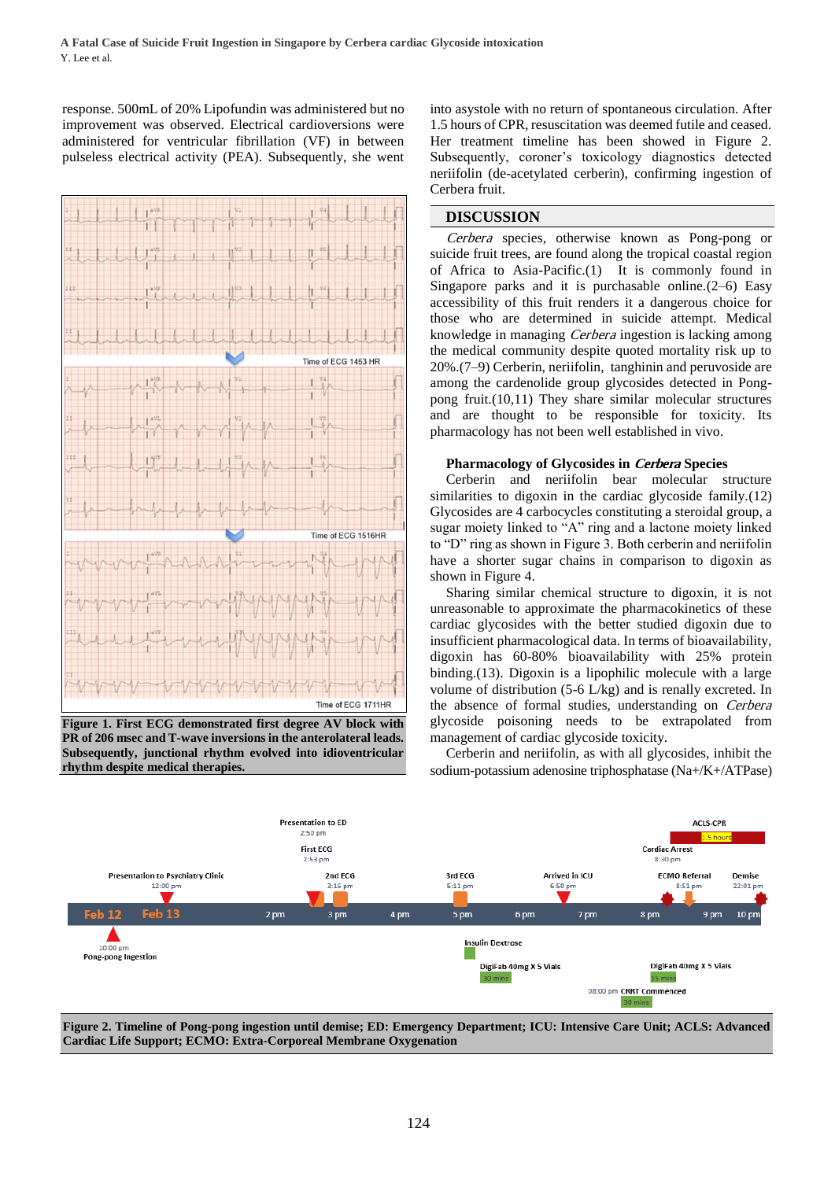response. 500mL of 20% Lipofundin was administered but no improvement was observed. Electrical cardioversions were administered for ventricular fibrillation (VF) in between pulseless electrical activity (PEA). Subsequently, she went into asystole with no return of spontaneous circulation. After 1.5 hours of CPR, resuscitation was deemed futile and ceased. Her treatment timeline has been showed in Figure 2. Subsequently, coroner's toxicology diagnostics detected neriifolin (de-acetylated cerberin), confirming ingestion of Cerbera fruit.

**Figure 1. First ECG demonstrated first degree AV block with PR of 206 msec and T-wave inversions in the anterolateral leads. Subsequently, junctional rhythm evolved into idioventricular rhythm despite medical therapies.**

## DISCUSSION

*Cerbera* species, otherwise known as Pong-pong or suicide fruit trees, are found along the tropical coastal region of Africa to Asia-Pacific.(1) It is commonly found in Singapore parks and it is purchasable online.(2–6) Easy accessibility of this fruit renders it a dangerous choice for those who are determined in suicide attempt. Medical knowledge in managing *Cerbera* ingestion is lacking among the medical community despite quoted mortality risk up to 20%.(7–9) Cerberin, neriifolin, tanghinin and peruvoside are among the cardenolide group glycosides detected in Pong-pong fruit.(10,11) They share similar molecular structures and are thought to be responsible for toxicity. Its pharmacology has not been well established in vivo.

### Pharmacology of Glycosides in *Cerbera* Species

Cerberin and neriifolin bear molecular structure similarities to digoxin in the cardiac glycoside family.(12) Glycosides are 4 carbocycles constituting a steroidal group, a sugar moiety linked to "A" ring and a lactone moiety linked to "D" ring as shown in Figure 3. Both cerberin and neriifolin have a shorter sugar chains in comparison to digoxin as shown in Figure 4.

Sharing similar chemical structure to digoxin, it is not unreasonable to approximate the pharmacokinetics of these cardiac glycosides with the better studied digoxin due to insufficient pharmacological data. In terms of bioavailability, digoxin has 60-80% bioavailability with 25% protein binding.(13). Digoxin is a lipophilic molecule with a large volume of distribution (5-6 L/kg) and is renally excreted. In the absence of formal studies, understanding on *Cerbera* glycoside poisoning needs to be extrapolated from management of cardiac glycoside toxicity.

Cerberin and neriifolin, as with all glycosides, inhibit the sodium-potassium adenosine triphosphatase (Na+/K+/ATPase)

**Figure 2. Timeline of Pong-pong ingestion until demise; ED: Emergency Department; ICU: Intensive Care Unit; ACLS: Advanced Cardiac Life Support; ECMO: Extra-Corporeal Membrane Oxygenation**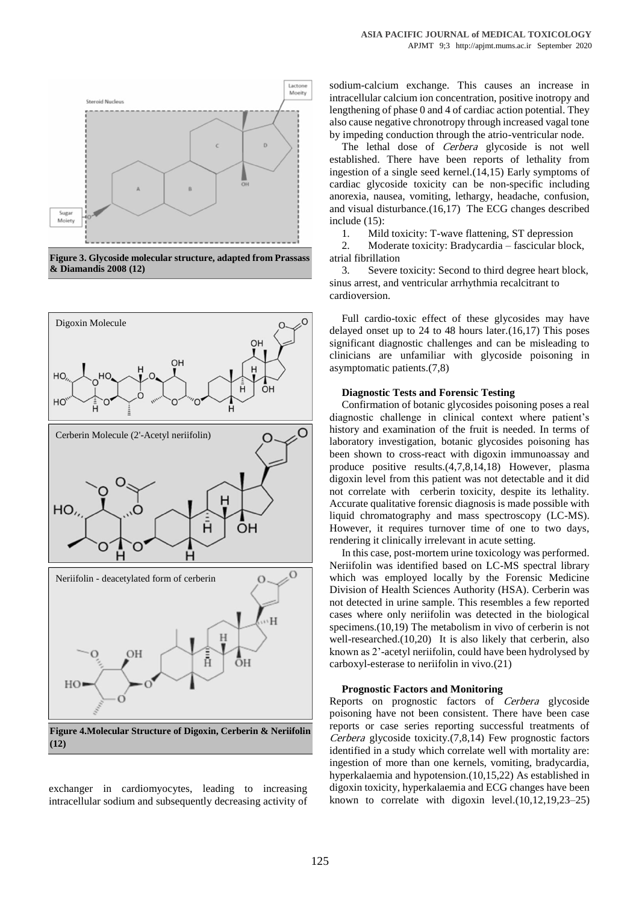Figure 3. Glycoside molecular structure, adapted from Prassass & Diamandis 2008 (12)

Figure 4.Molecular Structure of Digoxin, Cerberin & Neriifolin (12)

exchanger in cardiomyocytes, leading to increasing intracellular sodium and subsequently decreasing activity of sodium-calcium exchange. This causes an increase in intracellular calcium ion concentration, positive inotropy and lengthening of phase 0 and 4 of cardiac action potential. They also cause negative chronotropy through increased vagal tone by impeding conduction through the atrio-ventricular node.

The lethal dose of *Cerbera* glycoside is not well established. There have been reports of lethality from ingestion of a single seed kernel.(14,15) Early symptoms of cardiac glycoside toxicity can be non-specific including anorexia, nausea, vomiting, lethargy, headache, confusion, and visual disturbance.(16,17) The ECG changes described include (15):

1. Mild toxicity: T-wave flattening, ST depression
2. Moderate toxicity: Bradycardia – fascicular block, atrial fibrillation
3. Severe toxicity: Second to third degree heart block, sinus arrest, and ventricular arrhythmia recalcitrant to cardioversion.

Full cardio-toxic effect of these glycosides may have delayed onset up to 24 to 48 hours later.(16,17) This poses significant diagnostic challenges and can be misleading to clinicians are unfamiliar with glycoside poisoning in asymptomatic patients.(7,8)

**Diagnostic Tests and Forensic Testing**

Confirmation of botanic glycosides poisoning poses a real diagnostic challenge in clinical context where patient's history and examination of the fruit is needed. In terms of laboratory investigation, botanic glycosides poisoning has been shown to cross-react with digoxin immunoassay and produce positive results.(4,7,8,14,18) However, plasma digoxin level from this patient was not detectable and it did not correlate with cerberin toxicity, despite its lethality. Accurate qualitative forensic diagnosis is made possible with liquid chromatography and mass spectroscopy (LC-MS). However, it requires turnover time of one to two days, rendering it clinically irrelevant in acute setting.

In this case, post-mortem urine toxicology was performed. Neriifolin was identified based on LC-MS spectral library which was employed locally by the Forensic Medicine Division of Health Sciences Authority (HSA). Cerberin was not detected in urine sample. This resembles a few reported cases where only neriifolin was detected in the biological specimens.(10,19) The metabolism in vivo of cerberin is not well-researched.(10,20) It is also likely that cerberin, also known as 2'-acetyl neriifolin, could have been hydrolysed by carboxyl-esterase to neriifolin in vivo.(21)

**Prognostic Factors and Monitoring**

Reports on prognostic factors of *Cerbera* glycoside poisoning have not been consistent. There have been case reports or case series reporting successful treatments of *Cerbera* glycoside toxicity.(7,8,14) Few prognostic factors identified in a study which correlate well with mortality are: ingestion of more than one kernels, vomiting, bradycardia, hyperkalaemia and hypotension.(10,15,22) As established in digoxin toxicity, hyperkalaemia and ECG changes have been known to correlate with digoxin level.(10,12,19,23–25)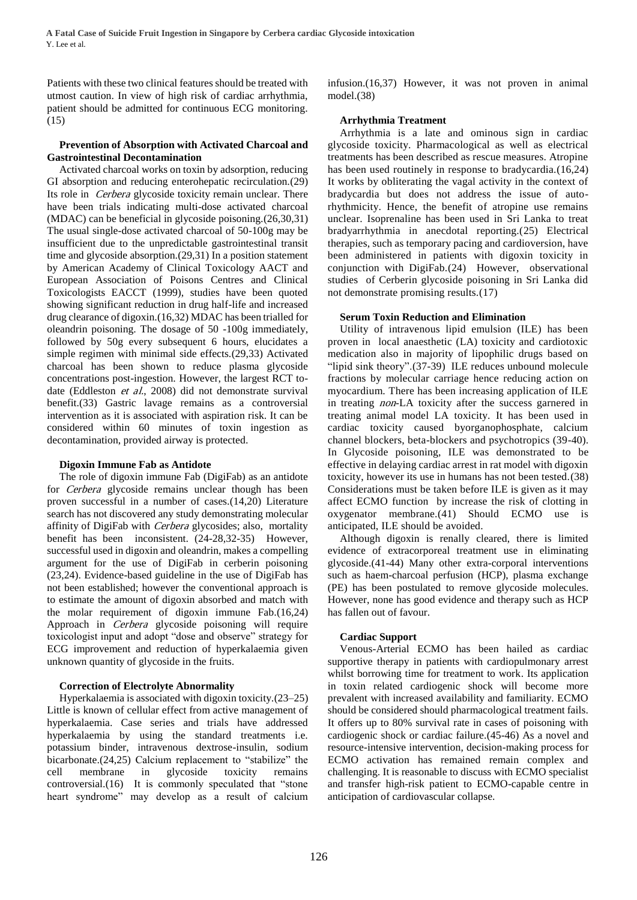Patients with these two clinical features should be treated with utmost caution. In view of high risk of cardiac arrhythmia, patient should be admitted for continuous ECG monitoring. (15)

### Prevention of Absorption with Activated Charcoal and Gastrointestinal Decontamination

Activated charcoal works on toxin by adsorption, reducing GI absorption and reducing enterohepatic recirculation.(29) Its role in *Cerbera* glycoside toxicity remain unclear. There have been trials indicating multi-dose activated charcoal (MDAC) can be beneficial in glycoside poisoning.(26,30,31) The usual single-dose activated charcoal of 50-100g may be insufficient due to the unpredictable gastrointestinal transit time and glycoside absorption.(29,31) In a position statement by American Academy of Clinical Toxicology AACT and European Association of Poisons Centres and Clinical Toxicologists EACCT (1999), studies have been quoted showing significant reduction in drug half-life and increased drug clearance of digoxin.(16,32) MDAC has been trialled for oleandrin poisoning. The dosage of 50 -100g immediately, followed by 50g every subsequent 6 hours, elucidates a simple regimen with minimal side effects.(29,33) Activated charcoal has been shown to reduce plasma glycoside concentrations post-ingestion. However, the largest RCT to-date (Eddleston *et al.*, 2008) did not demonstrate survival benefit.(33) Gastric lavage remains as a controversial intervention as it is associated with aspiration risk. It can be considered within 60 minutes of toxin ingestion as decontamination, provided airway is protected.

### Digoxin Immune Fab as Antidote

The role of digoxin immune Fab (DigiFab) as an antidote for *Cerbera* glycoside remains unclear though has been proven successful in a number of cases.(14,20) Literature search has not discovered any study demonstrating molecular affinity of DigiFab with *Cerbera* glycosides; also, mortality benefit has been inconsistent. (24-28,32-35) However, successful used in digoxin and oleandrin, makes a compelling argument for the use of DigiFab in cerberin poisoning (23,24). Evidence-based guideline in the use of DigiFab has not been established; however the conventional approach is to estimate the amount of digoxin absorbed and match with the molar requirement of digoxin immune Fab.(16,24) Approach in *Cerbera* glycoside poisoning will require toxicologist input and adopt "dose and observe" strategy for ECG improvement and reduction of hyperkalaemia given unknown quantity of glycoside in the fruits.

### Correction of Electrolyte Abnormality

Hyperkalaemia is associated with digoxin toxicity.(23–25) Little is known of cellular effect from active management of hyperkalaemia. Case series and trials have addressed hyperkalaemia by using the standard treatments i.e. potassium binder, intravenous dextrose-insulin, sodium bicarbonate.(24,25) Calcium replacement to "stabilize" the cell membrane in glycoside toxicity remains controversial.(16) It is commonly speculated that "stone heart syndrome" may develop as a result of calcium infusion.(16,37) However, it was not proven in animal model.(38)

### Arrhythmia Treatment

Arrhythmia is a late and ominous sign in cardiac glycoside toxicity. Pharmacological as well as electrical treatments has been described as rescue measures. Atropine has been used routinely in response to bradycardia.(16,24) It works by obliterating the vagal activity in the context of bradycardia but does not address the issue of auto-rhythmicity. Hence, the benefit of atropine use remains unclear. Isoprenaline has been used in Sri Lanka to treat bradyarrhythmia in anecdotal reporting.(25) Electrical therapies, such as temporary pacing and cardioversion, have been administered in patients with digoxin toxicity in conjunction with DigiFab.(24) However, observational studies of Cerberin glycoside poisoning in Sri Lanka did not demonstrate promising results.(17)

### Serum Toxin Reduction and Elimination

Utility of intravenous lipid emulsion (ILE) has been proven in local anaesthetic (LA) toxicity and cardiotoxic medication also in majority of lipophilic drugs based on "lipid sink theory".(37-39) ILE reduces unbound molecule fractions by molecular carriage hence reducing action on myocardium. There has been increasing application of ILE in treating *non*-LA toxicity after the success garnered in treating animal model LA toxicity. It has been used in cardiac toxicity caused byorganophosphate, calcium channel blockers, beta-blockers and psychotropics (39-40). In Glycoside poisoning, ILE was demonstrated to be effective in delaying cardiac arrest in rat model with digoxin toxicity, however its use in humans has not been tested.(38) Considerations must be taken before ILE is given as it may affect ECMO function by increase the risk of clotting in oxygenator membrane.(41) Should ECMO use is anticipated, ILE should be avoided.

Although digoxin is renally cleared, there is limited evidence of extracorporeal treatment use in eliminating glycoside.(41-44) Many other extra-corporal interventions such as haem-charcoal perfusion (HCP), plasma exchange (PE) has been postulated to remove glycoside molecules. However, none has good evidence and therapy such as HCP has fallen out of favour.

### Cardiac Support

Venous-Arterial ECMO has been hailed as cardiac supportive therapy in patients with cardiopulmonary arrest whilst borrowing time for treatment to work. Its application in toxin related cardiogenic shock will become more prevalent with increased availability and familiarity. ECMO should be considered should pharmacological treatment fails. It offers up to 80% survival rate in cases of poisoning with cardiogenic shock or cardiac failure.(45-46) As a novel and resource-intensive intervention, decision-making process for ECMO activation has remained remain complex and challenging. It is reasonable to discuss with ECMO specialist and transfer high-risk patient to ECMO-capable centre in anticipation of cardiovascular collapse.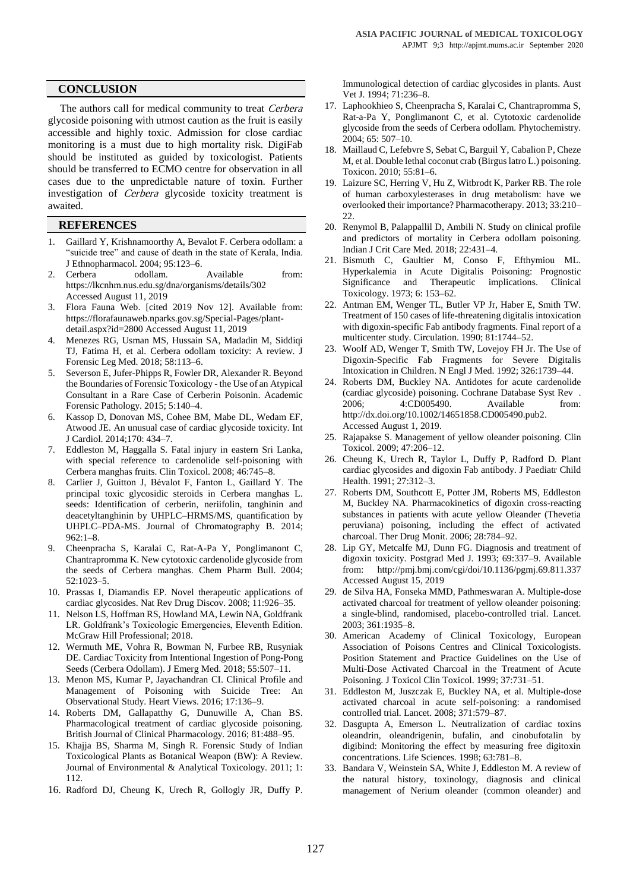## CONCLUSION

The authors call for medical community to treat *Cerbera* glycoside poisoning with utmost caution as the fruit is easily accessible and highly toxic. Admission for close cardiac monitoring is a must due to high mortality risk. DigiFab should be instituted as guided by toxicologist. Patients should be transferred to ECMO centre for observation in all cases due to the unpredictable nature of toxin. Further investigation of *Cerbera* glycoside toxicity treatment is awaited.

## REFERENCES

1. Gaillard Y, Krishnamoorthy A, Bevalot F. Cerbera odollam: a "suicide tree" and cause of death in the state of Kerala, India. J Ethnopharmacol. 2004; 95:123–6.
2. Cerbera odollam. Available from: https://lkcnhm.nus.edu.sg/dna/organisms/details/302 Accessed August 11, 2019
3. Flora Fauna Web. [cited 2019 Nov 12]. Available from: https://florafaunaweb.nparks.gov.sg/Special-Pages/plant-detail.aspx?id=2800 Accessed August 11, 2019
4. Menezes RG, Usman MS, Hussain SA, Madadin M, Siddiqi TJ, Fatima H, et al. Cerbera odollam toxicity: A review. J Forensic Leg Med. 2018; 58:113–6.
5. Severson E, Jufer-Phipps R, Fowler DR, Alexander R. Beyond the Boundaries of Forensic Toxicology - the Use of an Atypical Consultant in a Rare Case of Cerberin Poisonin. Academic Forensic Pathology. 2015; 5:140–4.
6. Kassop D, Donovan MS, Cohee BM, Mabe DL, Wedam EF, Atwood JE. An unusual case of cardiac glycoside toxicity. Int J Cardiol. 2014;170: 434–7.
7. Eddleston M, Haggalla S. Fatal injury in eastern Sri Lanka, with special reference to cardenolide self-poisoning with Cerbera manghas fruits. Clin Toxicol. 2008; 46:745–8.
8. Carlier J, Guitton J, Bévalot F, Fanton L, Gaillard Y. The principal toxic glycosidic steroids in Cerbera manghas L. seeds: Identification of cerberin, neriifolin, tanghinin and deacetyltanghinin by UHPLC–HRMS/MS, quantification by UHPLC–PDA-MS. Journal of Chromatography B. 2014; 962:1–8.
9. Cheenpracha S, Karalai C, Rat-A-Pa Y, Ponglimanont C, Chantrapromma K. New cytotoxic cardenolide glycoside from the seeds of Cerbera manghas. Chem Pharm Bull. 2004; 52:1023–5.
10. Prassas I, Diamandis EP. Novel therapeutic applications of cardiac glycosides. Nat Rev Drug Discov. 2008; 11:926–35.
11. Nelson LS, Hoffman RS, Howland MA, Lewin NA, Goldfrank LR. Goldfrank's Toxicologic Emergencies, Eleventh Edition. McGraw Hill Professional; 2018.
12. Wermuth ME, Vohra R, Bowman N, Furbee RB, Rusyniak DE. Cardiac Toxicity from Intentional Ingestion of Pong-Pong Seeds (Cerbera Odollam). J Emerg Med. 2018; 55:507–11.
13. Menon MS, Kumar P, Jayachandran CI. Clinical Profile and Management of Poisoning with Suicide Tree: An Observational Study. Heart Views. 2016; 17:136–9.
14. Roberts DM, Gallapatthy G, Dunuwille A, Chan BS. Pharmacological treatment of cardiac glycoside poisoning. British Journal of Clinical Pharmacology. 2016; 81:488–95.
15. Khajja BS, Sharma M, Singh R. Forensic Study of Indian Toxicological Plants as Botanical Weapon (BW): A Review. Journal of Environmental & Analytical Toxicology. 2011; 1: 112.
16. Radford DJ, Cheung K, Urech R, Gollogly JR, Duffy P. Immunological detection of cardiac glycosides in plants. Aust Vet J. 1994; 71:236–8.
17. Laphookhieo S, Cheenpracha S, Karalai C, Chantrapromma S, Rat-a-Pa Y, Ponglimanont C, et al. Cytotoxic cardenolide glycoside from the seeds of Cerbera odollam. Phytochemistry. 2004; 65: 507–10.
18. Maillaud C, Lefebvre S, Sebat C, Barguil Y, Cabalion P, Cheze M, et al. Double lethal coconut crab (Birgus latro L.) poisoning. Toxicon. 2010; 55:81–6.
19. Laizure SC, Herring V, Hu Z, Witbrodt K, Parker RB. The role of human carboxylesterases in drug metabolism: have we overlooked their importance? Pharmacotherapy. 2013; 33:210–22.
20. Renymol B, Palappallil D, Ambili N. Study on clinical profile and predictors of mortality in Cerbera odollam poisoning. Indian J Crit Care Med. 2018; 22:431–4.
21. Bismuth C, Gaultier M, Conso F, Efthymiou ML. Hyperkalemia in Acute Digitalis Poisoning: Prognostic Significance and Therapeutic implications. Clinical Toxicology. 1973; 6: 153–62.
22. Antman EM, Wenger TL, Butler VP Jr, Haber E, Smith TW. Treatment of 150 cases of life-threatening digitalis intoxication with digoxin-specific Fab antibody fragments. Final report of a multicenter study. Circulation. 1990; 81:1744–52.
23. Woolf AD, Wenger T, Smith TW, Lovejoy FH Jr. The Use of Digoxin-Specific Fab Fragments for Severe Digitalis Intoxication in Children. N Engl J Med. 1992; 326:1739–44.
24. Roberts DM, Buckley NA. Antidotes for acute cardenolide (cardiac glycoside) poisoning. Cochrane Database Syst Rev . 2006; 4:CD005490. Available from: http://dx.doi.org/10.1002/14651858.CD005490.pub2. Accessed August 1, 2019.
25. Rajapakse S. Management of yellow oleander poisoning. Clin Toxicol. 2009; 47:206–12.
26. Cheung K, Urech R, Taylor L, Duffy P, Radford D. Plant cardiac glycosides and digoxin Fab antibody. J Paediatr Child Health. 1991; 27:312–3.
27. Roberts DM, Southcott E, Potter JM, Roberts MS, Eddleston M, Buckley NA. Pharmacokinetics of digoxin cross-reacting substances in patients with acute yellow Oleander (Thevetia peruviana) poisoning, including the effect of activated charcoal. Ther Drug Monit. 2006; 28:784–92.
28. Lip GY, Metcalfe MJ, Dunn FG. Diagnosis and treatment of digoxin toxicity. Postgrad Med J. 1993; 69:337–9. Available from: http://pmj.bmj.com/cgi/doi/10.1136/pgmj.69.811.337 Accessed August 15, 2019
29. de Silva HA, Fonseka MMD, Pathmeswaran A. Multiple-dose activated charcoal for treatment of yellow oleander poisoning: a single-blind, randomised, placebo-controlled trial. Lancet. 2003; 361:1935–8.
30. American Academy of Clinical Toxicology, European Association of Poisons Centres and Clinical Toxicologists. Position Statement and Practice Guidelines on the Use of Multi-Dose Activated Charcoal in the Treatment of Acute Poisoning. J Toxicol Clin Toxicol. 1999; 37:731–51.
31. Eddleston M, Juszczak E, Buckley NA, et al. Multiple-dose activated charcoal in acute self-poisoning: a randomised controlled trial. Lancet. 2008; 371:579–87.
32. Dasgupta A, Emerson L. Neutralization of cardiac toxins oleandrin, oleandrigenin, bufalin, and cinobufotalin by digibind: Monitoring the effect by measuring free digitoxin concentrations. Life Sciences. 1998; 63:781–8.
33. Bandara V, Weinstein SA, White J, Eddleston M. A review of the natural history, toxinology, diagnosis and clinical management of Nerium oleander (common oleander) and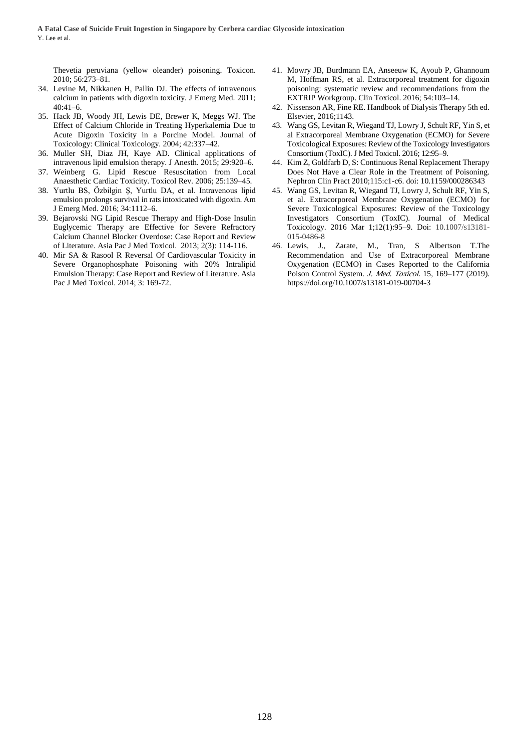Thevetia peruviana (yellow oleander) poisoning. Toxicon. 2010; 56:273–81.

34. Levine M, Nikkanen H, Pallin DJ. The effects of intravenous calcium in patients with digoxin toxicity. J Emerg Med. 2011; 40:41–6.
35. Hack JB, Woody JH, Lewis DE, Brewer K, Meggs WJ. The Effect of Calcium Chloride in Treating Hyperkalemia Due to Acute Digoxin Toxicity in a Porcine Model. Journal of Toxicology: Clinical Toxicology. 2004; 42:337–42.
36. Muller SH, Diaz JH, Kaye AD. Clinical applications of intravenous lipid emulsion therapy. J Anesth. 2015; 29:920–6.
37. Weinberg G. Lipid Rescue Resuscitation from Local Anaesthetic Cardiac Toxicity. Toxicol Rev. 2006; 25:139–45.
38. Yurtlu BS, Özbilgin Ş, Yurtlu DA, et al. Intravenous lipid emulsion prolongs survival in rats intoxicated with digoxin. Am J Emerg Med. 2016; 34:1112–6.
39. Bejarovski NG Lipid Rescue Therapy and High-Dose Insulin Euglycemic Therapy are Effective for Severe Refractory Calcium Channel Blocker Overdose: Case Report and Review of Literature. Asia Pac J Med Toxicol. 2013; 2(3): 114-116.
40. Mir SA & Rasool R Reversal Of Cardiovascular Toxicity in Severe Organophosphate Poisoning with 20% Intralipid Emulsion Therapy: Case Report and Review of Literature. Asia Pac J Med Toxicol. 2014; 3: 169-72.
41. Mowry JB, Burdmann EA, Anseeuw K, Ayoub P, Ghannoum M, Hoffman RS, et al. Extracorporeal treatment for digoxin poisoning: systematic review and recommendations from the EXTRIP Workgroup. Clin Toxicol. 2016; 54:103–14.
42. Nissenson AR, Fine RE. Handbook of Dialysis Therapy 5th ed. Elsevier, 2016;1143.
43. Wang GS, Levitan R, Wiegand TJ, Lowry J, Schult RF, Yin S, et al Extracorporeal Membrane Oxygenation (ECMO) for Severe Toxicological Exposures: Review of the Toxicology Investigators Consortium (ToxIC). J Med Toxicol. 2016; 12:95–9.
44. Kim Z, Goldfarb D, S: Continuous Renal Replacement Therapy Does Not Have a Clear Role in the Treatment of Poisoning. Nephron Clin Pract 2010;115:c1-c6. doi: 10.1159/000286343
45. Wang GS, Levitan R, Wiegand TJ, Lowry J, Schult RF, Yin S, et al. Extracorporeal Membrane Oxygenation (ECMO) for Severe Toxicological Exposures: Review of the Toxicology Investigators Consortium (ToxIC). Journal of Medical Toxicology. 2016 Mar 1;12(1):95–9. Doi: 10.1007/s13181-015-0486-8
46. Lewis, J., Zarate, M., Tran, S Albertson T.The Recommendation and Use of Extracorporeal Membrane Oxygenation (ECMO) in Cases Reported to the California Poison Control System. *J. Med. Toxicol.* 15, 169–177 (2019). https://doi.org/10.1007/s13181-019-00704-3